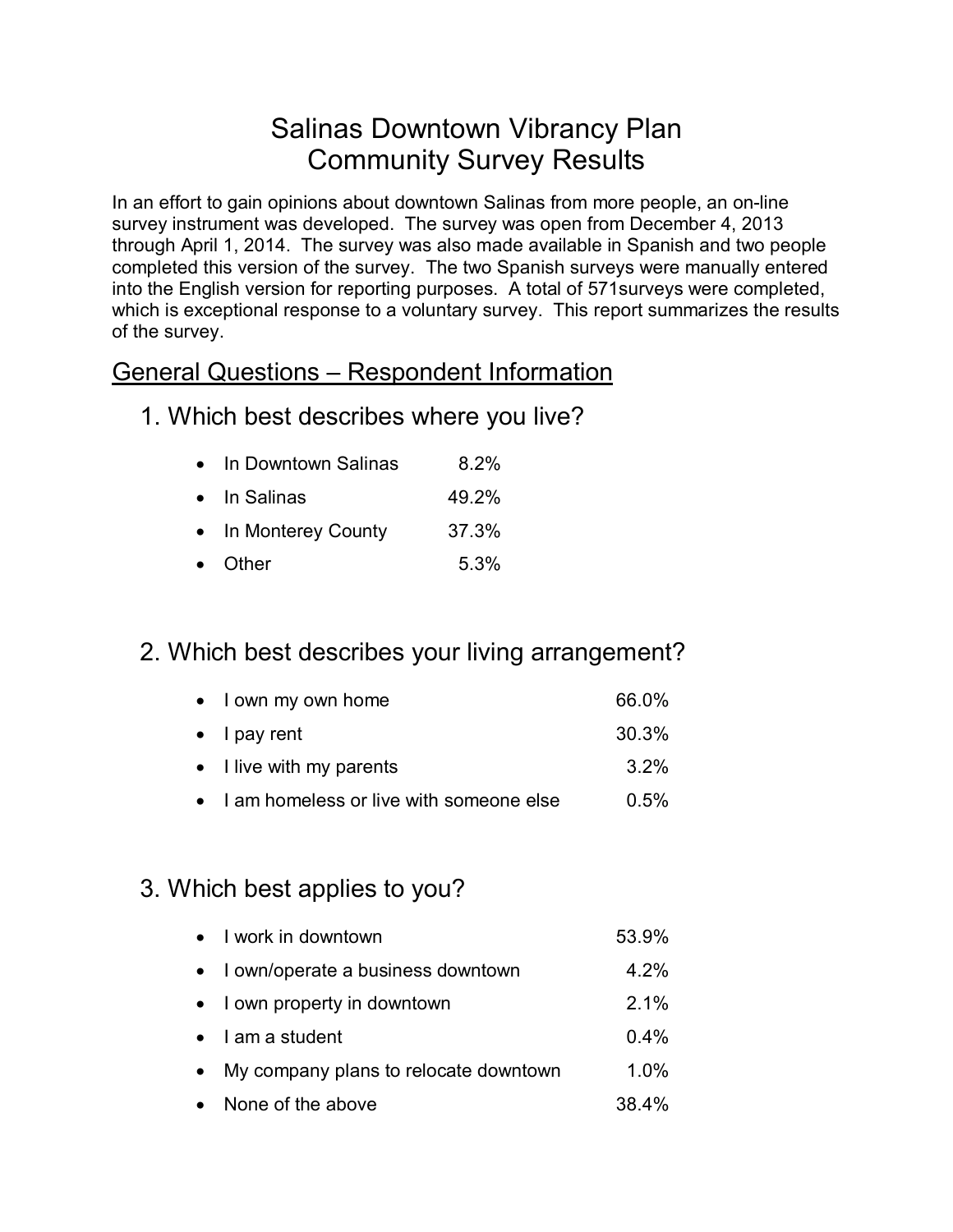# Salinas Downtown Vibrancy Plan
# Community Survey Results

In an effort to gain opinions about downtown Salinas from more people, an on-line survey instrument was developed. The survey was open from December 4, 2013 through April 1, 2014. The survey was also made available in Spanish and two people completed this version of the survey. The two Spanish surveys were manually entered into the English version for reporting purposes. A total of 571surveys were completed, which is exceptional response to a voluntary survey. This report summarizes the results of the survey.

## General Questions – Respondent Information

### 1. Which best describes where you live?

- In Downtown Salinas 8.2%
- In Salinas 49.2%
- In Monterey County 37.3%
- Other 5.3%

### 2. Which best describes your living arrangement?

- I own my own home 66.0%
- I pay rent 30.3%
- I live with my parents 3.2%
- I am homeless or live with someone else 0.5%

### 3. Which best applies to you?

- I work in downtown 53.9%
- I own/operate a business downtown 4.2%
- I own property in downtown 2.1%
- I am a student 0.4%
- My company plans to relocate downtown 1.0%
- None of the above 38.4%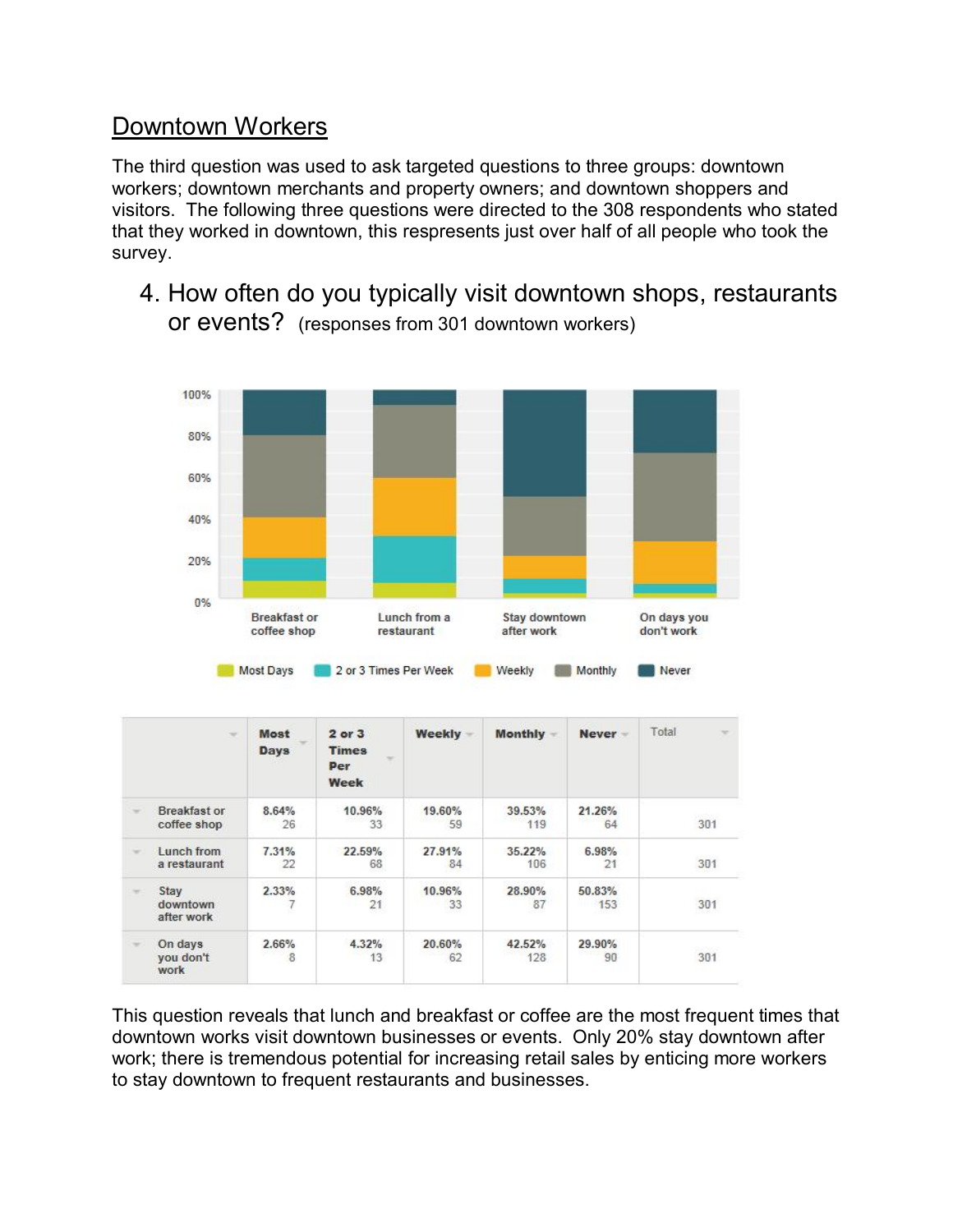## Downtown Workers

The third question was used to ask targeted questions to three groups: downtown workers; downtown merchants and property owners; and downtown shoppers and visitors. The following three questions were directed to the 308 respondents who stated that they worked in downtown, this respresents just over half of all people who took the survey.

4. How often do you typically visit downtown shops, restaurants or events? (responses from 301 downtown workers)

| | Most Days | 2 or 3 Times Per Week | Weekly | Monthly | Never | Total |
|---|---|---|---|---|---|---|
| Breakfast or coffee shop | 8.64% 26 | 10.96% 33 | 19.60% 59 | 39.53% 119 | 21.26% 64 | 301 |
| Lunch from a restaurant | 7.31% 22 | 22.59% 68 | 27.91% 84 | 35.22% 106 | 6.98% 21 | 301 |
| Stay downtown after work | 2.33% 7 | 6.98% 21 | 10.96% 33 | 28.90% 87 | 50.83% 153 | 301 |
| On days you don't work | 2.66% 8 | 4.32% 13 | 20.60% 62 | 42.52% 128 | 29.90% 90 | 301 |

This question reveals that lunch and breakfast or coffee are the most frequent times that downtown works visit downtown businesses or events. Only 20% stay downtown after work; there is tremendous potential for increasing retail sales by enticing more workers to stay downtown to frequent restaurants and businesses.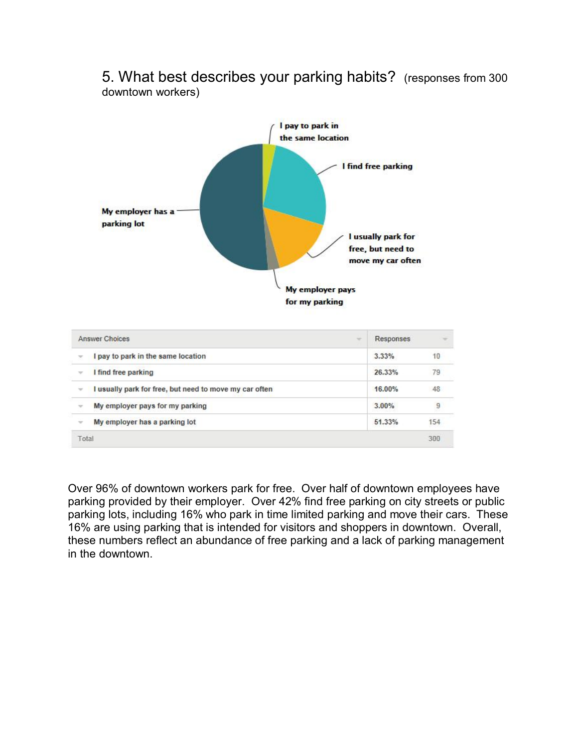## 5. What best describes your parking habits? (responses from 300 downtown workers)

| Answer Choices | Responses | |
|---|---|---|
| I pay to park in the same location | 3.33% | 10 |
| I find free parking | 26.33% | 79 |
| I usually park for free, but need to move my car often | 16.00% | 48 |
| My employer pays for my parking | 3.00% | 9 |
| My employer has a parking lot | 51.33% | 154 |
| Total | | 300 |

Over 96% of downtown workers park for free. Over half of downtown employees have parking provided by their employer. Over 42% find free parking on city streets or public parking lots, including 16% who park in time limited parking and move their cars. These 16% are using parking that is intended for visitors and shoppers in downtown. Overall, these numbers reflect an abundance of free parking and a lack of parking management in the downtown.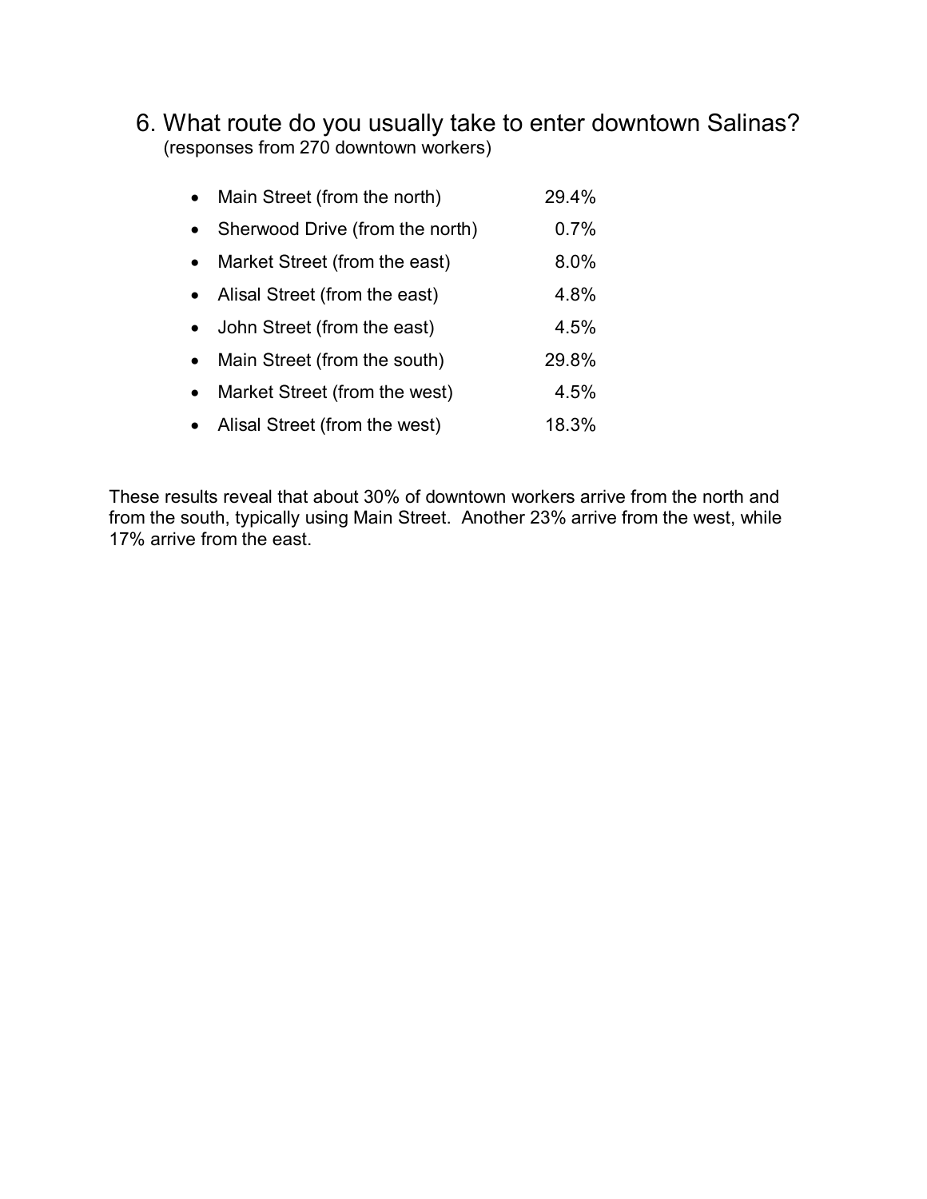## 6. What route do you usually take to enter downtown Salinas?

(responses from 270 downtown workers)

- Main Street (from the north) 29.4%
- Sherwood Drive (from the north) 0.7%
- Market Street (from the east) 8.0%
- Alisal Street (from the east) 4.8%
- John Street (from the east) 4.5%
- Main Street (from the south) 29.8%
- Market Street (from the west) 4.5%
- Alisal Street (from the west) 18.3%

These results reveal that about 30% of downtown workers arrive from the north and from the south, typically using Main Street. Another 23% arrive from the west, while 17% arrive from the east.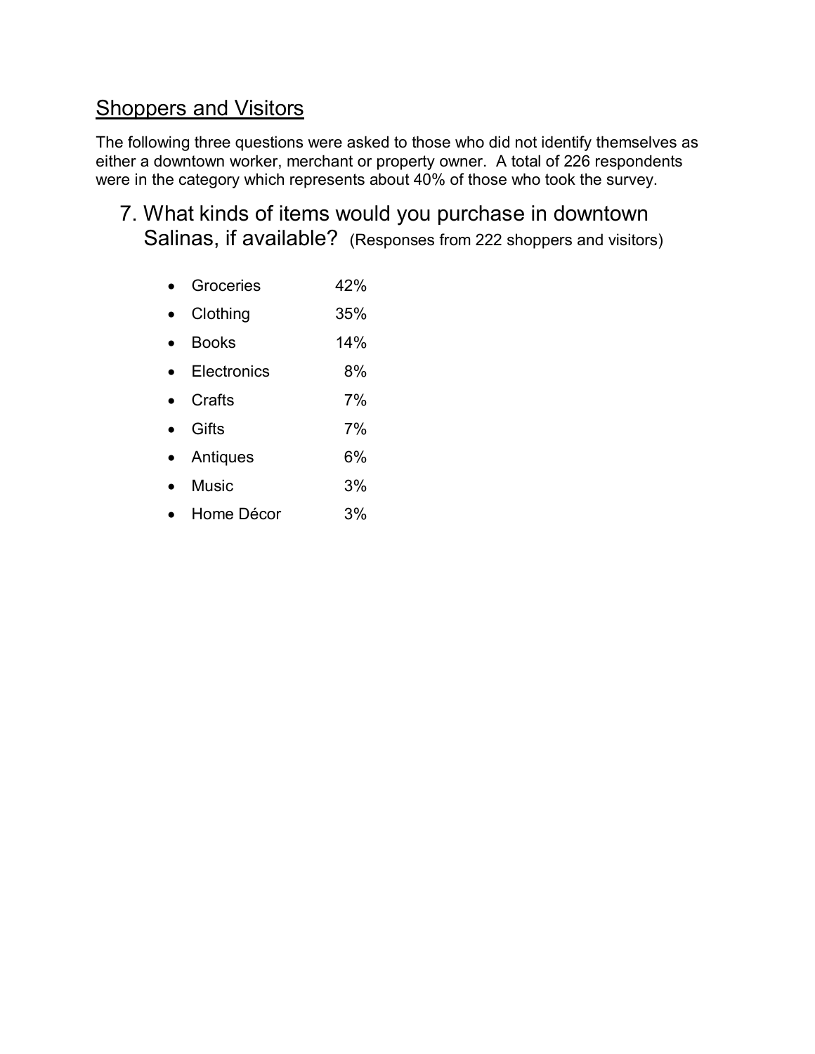## Shoppers and Visitors

The following three questions were asked to those who did not identify themselves as either a downtown worker, merchant or property owner. A total of 226 respondents were in the category which represents about 40% of those who took the survey.

### 7. What kinds of items would you purchase in downtown Salinas, if available? (Responses from 222 shoppers and visitors)

- Groceries 42%
- Clothing 35%
- Books 14%
- Electronics 8%
- Crafts 7%
- Gifts 7%
- Antiques 6%
- Music 3%
- Home Décor 3%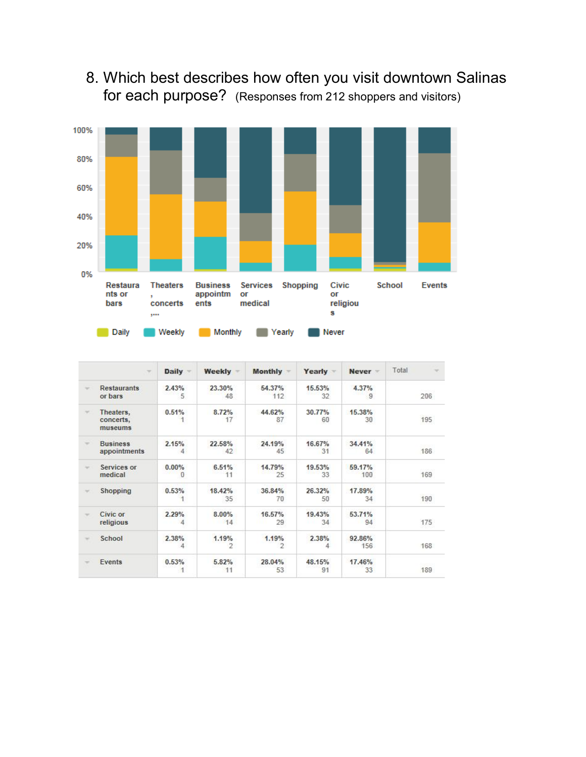## 8. Which best describes how often you visit downtown Salinas for each purpose? (Responses from 212 shoppers and visitors)

| | Daily | Weekly | Monthly | Yearly | Never | Total |
|---|---|---|---|---|---|---|
| Restaurants or bars | 2.43% 5 | 23.30% 48 | 54.37% 112 | 15.53% 32 | 4.37% 9 | 206 |
| Theaters, concerts, museums | 0.51% 1 | 8.72% 17 | 44.62% 87 | 30.77% 60 | 15.38% 30 | 195 |
| Business appointments | 2.15% 4 | 22.58% 42 | 24.19% 45 | 16.67% 31 | 34.41% 64 | 186 |
| Services or medical | 0.00% 0 | 6.51% 11 | 14.79% 25 | 19.53% 33 | 59.17% 100 | 169 |
| Shopping | 0.53% 1 | 18.42% 35 | 36.84% 70 | 26.32% 50 | 17.89% 34 | 190 |
| Civic or religious | 2.29% 4 | 8.00% 14 | 16.57% 29 | 19.43% 34 | 53.71% 94 | 175 |
| School | 2.38% 4 | 1.19% 2 | 1.19% 2 | 2.38% 4 | 92.86% 156 | 168 |
| Events | 0.53% 1 | 5.82% 11 | 28.04% 53 | 48.15% 91 | 17.46% 33 | 189 |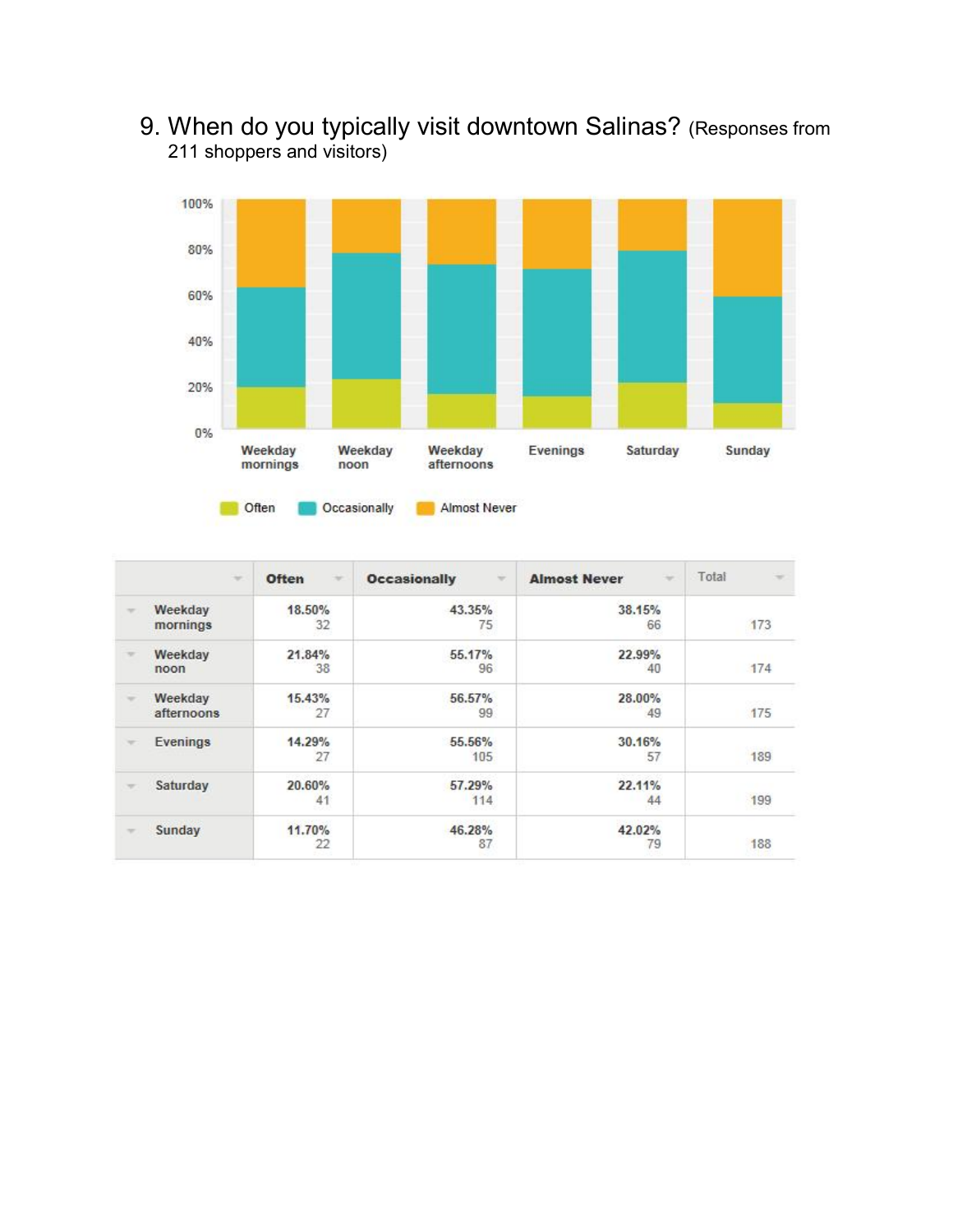9. When do you typically visit downtown Salinas? (Responses from 211 shoppers and visitors)

| | Often | Occasionally | Almost Never | Total |
|---|---|---|---|---|
| Weekday mornings | 18.50% 32 | 43.35% 75 | 38.15% 66 | 173 |
| Weekday noon | 21.84% 38 | 55.17% 96 | 22.99% 40 | 174 |
| Weekday afternoons | 15.43% 27 | 56.57% 99 | 28.00% 49 | 175 |
| Evenings | 14.29% 27 | 55.56% 105 | 30.16% 57 | 189 |
| Saturday | 20.60% 41 | 57.29% 114 | 22.11% 44 | 199 |
| Sunday | 11.70% 22 | 46.28% 87 | 42.02% 79 | 188 |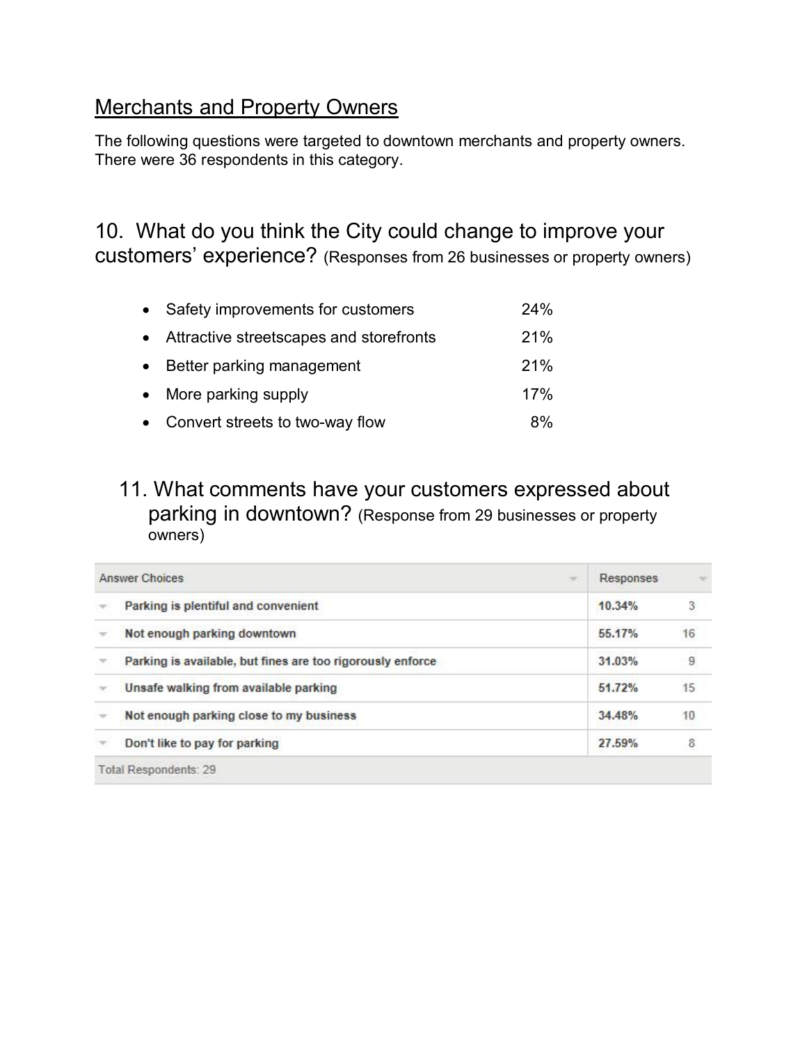## Merchants and Property Owners

The following questions were targeted to downtown merchants and property owners. There were 36 respondents in this category.

### 10. What do you think the City could change to improve your customers' experience? (Responses from 26 businesses or property owners)

- Safety improvements for customers 24%
- Attractive streetscapes and storefronts 21%
- Better parking management 21%
- More parking supply 17%
- Convert streets to two-way flow 8%

### 11. What comments have your customers expressed about parking in downtown? (Response from 29 businesses or property owners)

| Answer Choices | Responses | |
| --- | --- | --- |
| Parking is plentiful and convenient | 10.34% | 3 |
| Not enough parking downtown | 55.17% | 16 |
| Parking is available, but fines are too rigorously enforce | 31.03% | 9 |
| Unsafe walking from available parking | 51.72% | 15 |
| Not enough parking close to my business | 34.48% | 10 |
| Don't like to pay for parking | 27.59% | 8 |
| Total Respondents: 29 | | |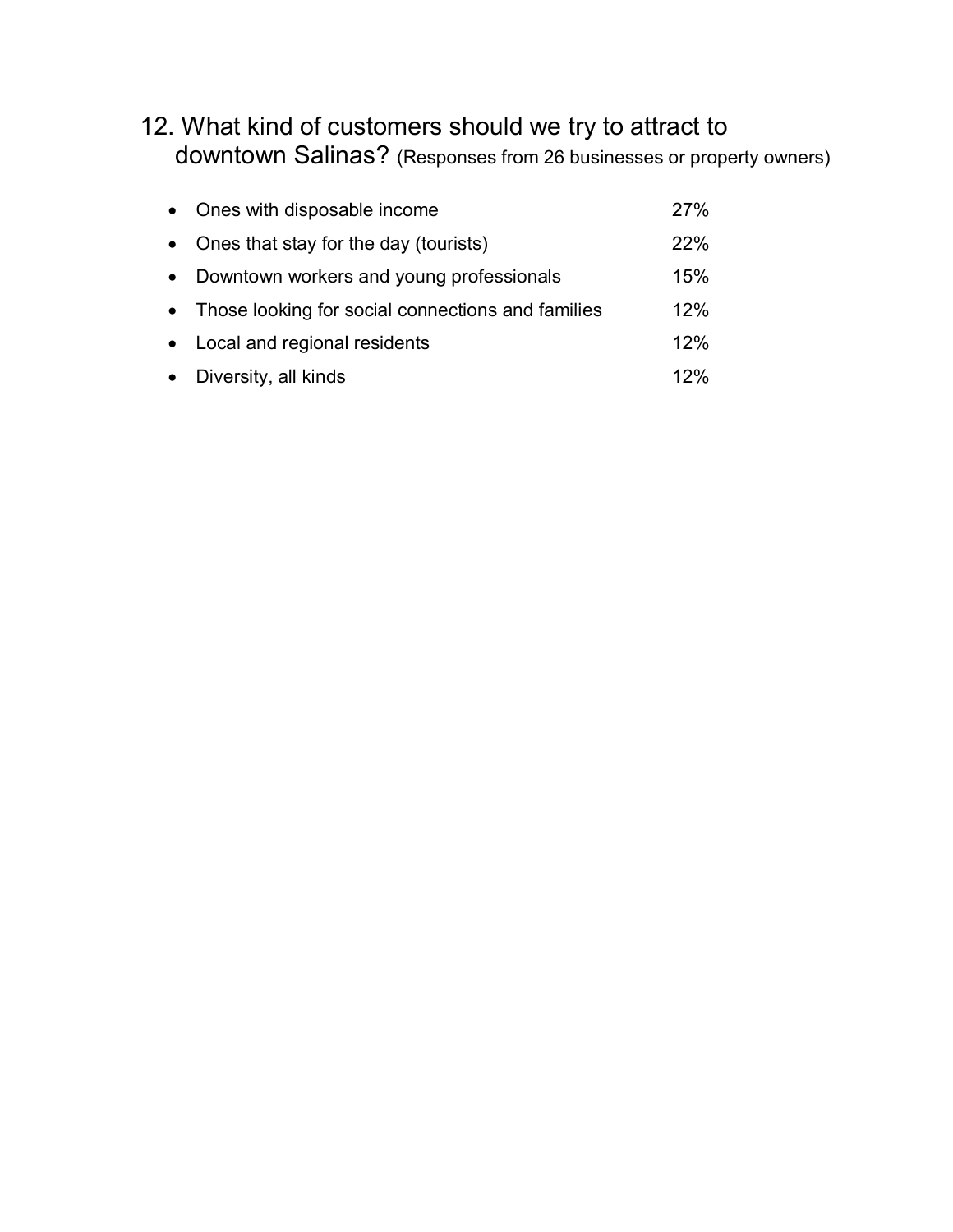## 12. What kind of customers should we try to attract to downtown Salinas? (Responses from 26 businesses or property owners)

| | |
|---|---|
| • Ones with disposable income | 27% |
| • Ones that stay for the day (tourists) | 22% |
| • Downtown workers and young professionals | 15% |
| • Those looking for social connections and families | 12% |
| • Local and regional residents | 12% |
| • Diversity, all kinds | 12% |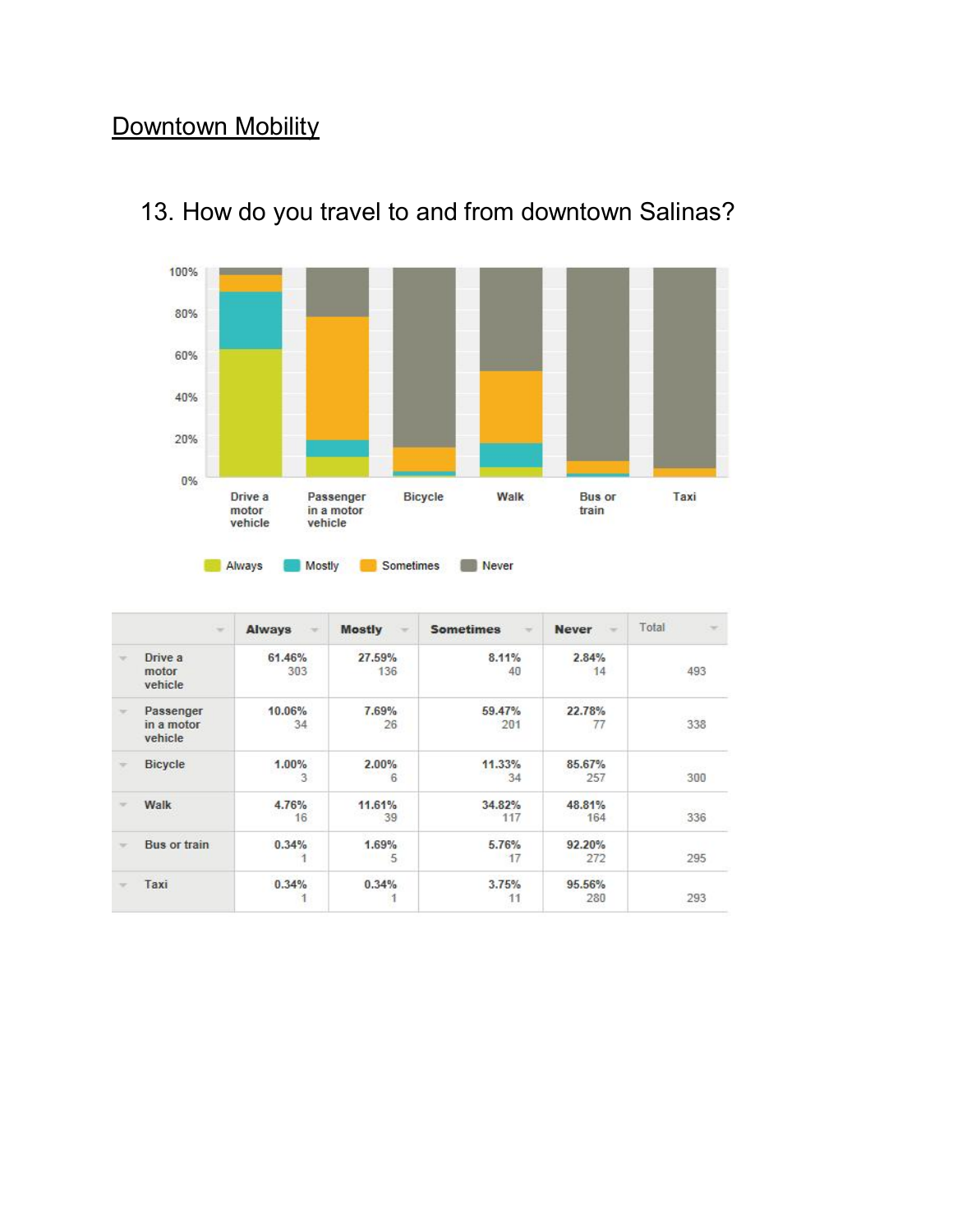## Downtown Mobility

### 13. How do you travel to and from downtown Salinas?

| | Always | Mostly | Sometimes | Never | Total |
|---|---|---|---|---|---|
| Drive a motor vehicle | 61.46% 303 | 27.59% 136 | 8.11% 40 | 2.84% 14 | 493 |
| Passenger in a motor vehicle | 10.06% 34 | 7.69% 26 | 59.47% 201 | 22.78% 77 | 338 |
| Bicycle | 1.00% 3 | 2.00% 6 | 11.33% 34 | 85.67% 257 | 300 |
| Walk | 4.76% 16 | 11.61% 39 | 34.82% 117 | 48.81% 164 | 336 |
| Bus or train | 0.34% 1 | 1.69% 5 | 5.76% 17 | 92.20% 272 | 295 |
| Taxi | 0.34% 1 | 0.34% 1 | 3.75% 11 | 95.56% 280 | 293 |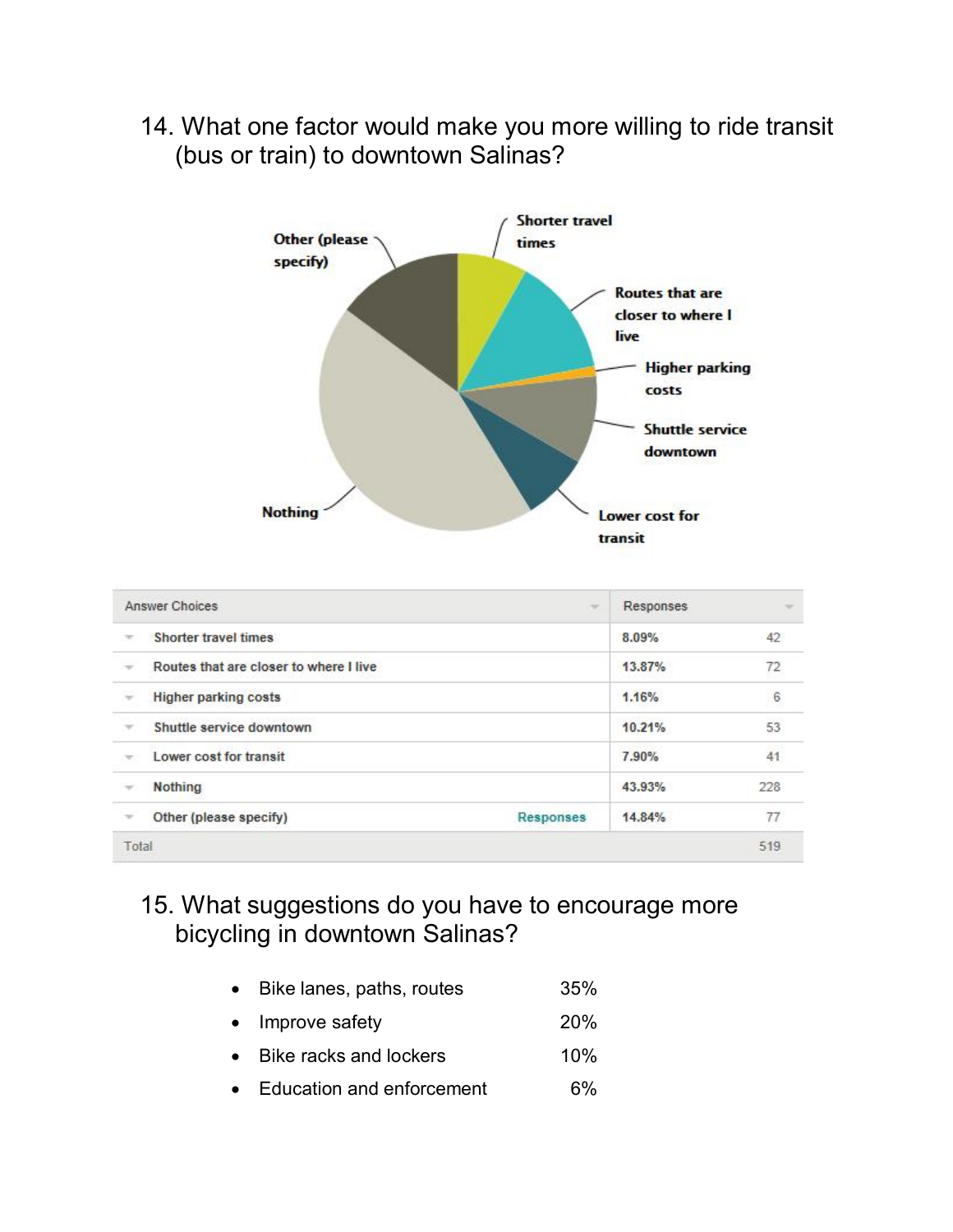14. What one factor would make you more willing to ride transit (bus or train) to downtown Salinas?

| Answer Choices | | Responses | |
|---|---|---|---|
| Shorter travel times | | 8.09% | 42 |
| Routes that are closer to where I live | | 13.87% | 72 |
| Higher parking costs | | 1.16% | 6 |
| Shuttle service downtown | | 10.21% | 53 |
| Lower cost for transit | | 7.90% | 41 |
| Nothing | | 43.93% | 228 |
| Other (please specify) | Responses | 14.84% | 77 |
| Total | | | 519 |

15. What suggestions do you have to encourage more bicycling in downtown Salinas?

- Bike lanes, paths, routes 35%
- Improve safety 20%
- Bike racks and lockers 10%
- Education and enforcement 6%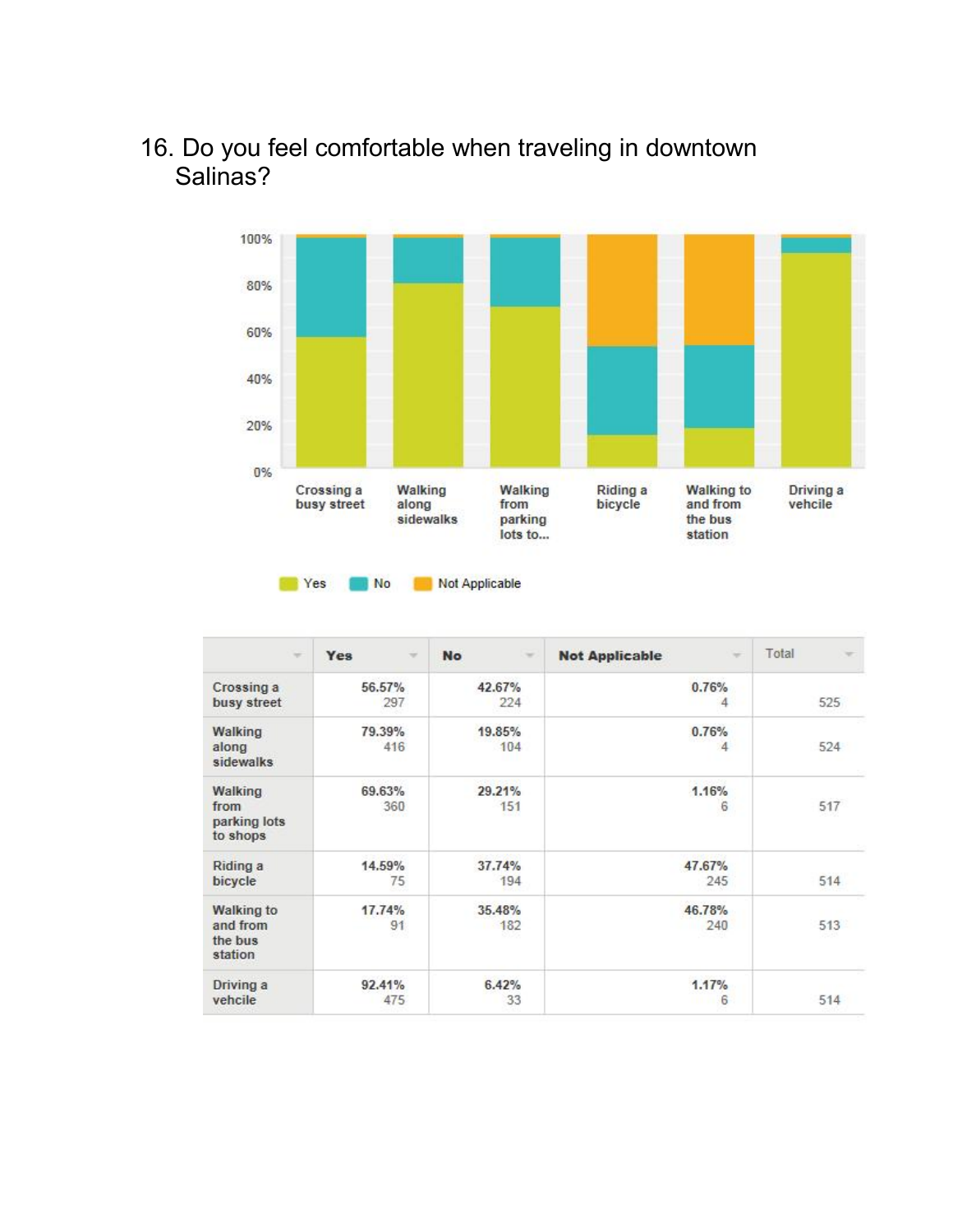16. Do you feel comfortable when traveling in downtown Salinas?

| | Yes | No | Not Applicable | Total |
|---|---|---|---|---|
| Crossing a busy street | 56.57% 297 | 42.67% 224 | 0.76% 4 | 525 |
| Walking along sidewalks | 79.39% 416 | 19.85% 104 | 0.76% 4 | 524 |
| Walking from parking lots to shops | 69.63% 360 | 29.21% 151 | 1.16% 6 | 517 |
| Riding a bicycle | 14.59% 75 | 37.74% 194 | 47.67% 245 | 514 |
| Walking to and from the bus station | 17.74% 91 | 35.48% 182 | 46.78% 240 | 513 |
| Driving a vehcile | 92.41% 475 | 6.42% 33 | 1.17% 6 | 514 |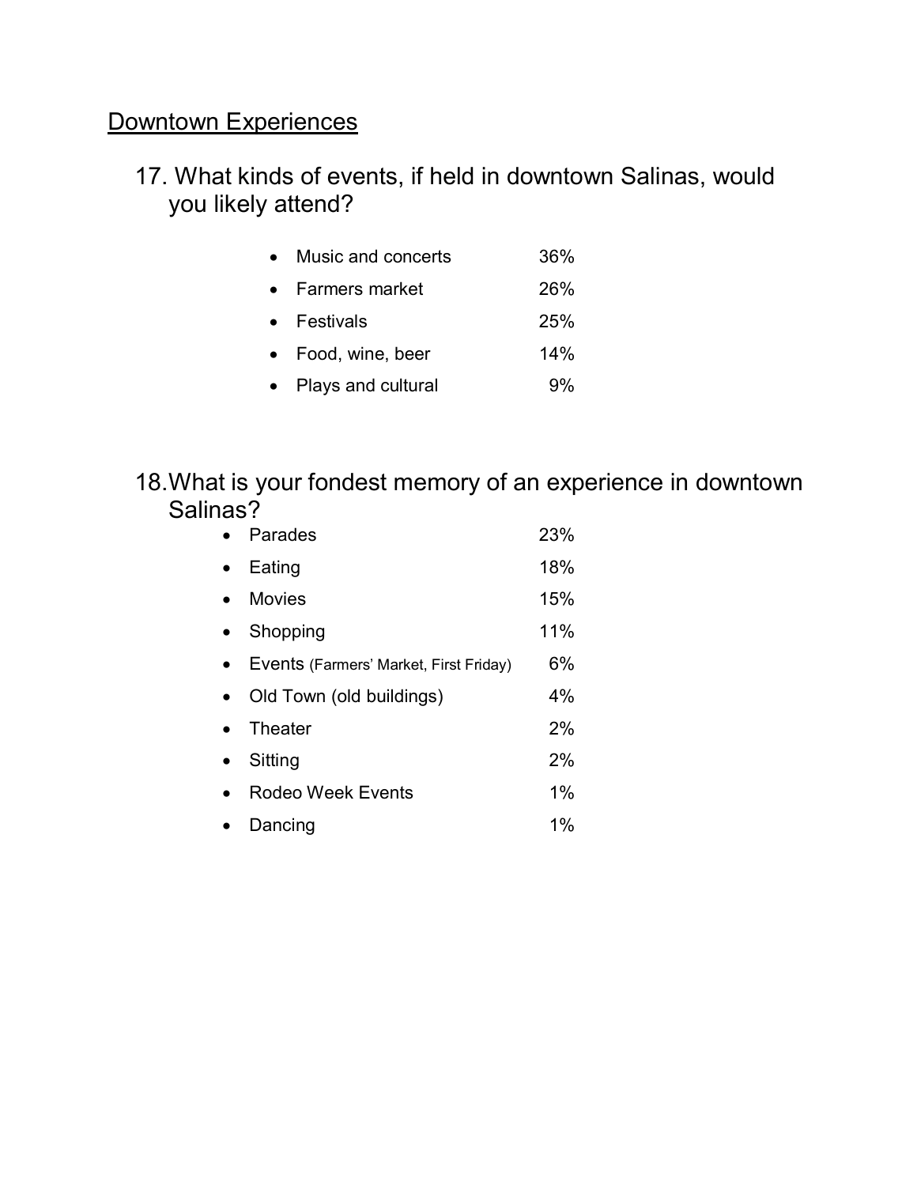## Downtown Experiences

### 17. What kinds of events, if held in downtown Salinas, would you likely attend?

| | |
|---|---|
| Music and concerts | 36% |
| Farmers market | 26% |
| Festivals | 25% |
| Food, wine, beer | 14% |
| Plays and cultural | 9% |

### 18. What is your fondest memory of an experience in downtown Salinas?

| | |
|---|---|
| Parades | 23% |
| Eating | 18% |
| Movies | 15% |
| Shopping | 11% |
| Events (Farmers' Market, First Friday) | 6% |
| Old Town (old buildings) | 4% |
| Theater | 2% |
| Sitting | 2% |
| Rodeo Week Events | 1% |
| Dancing | 1% |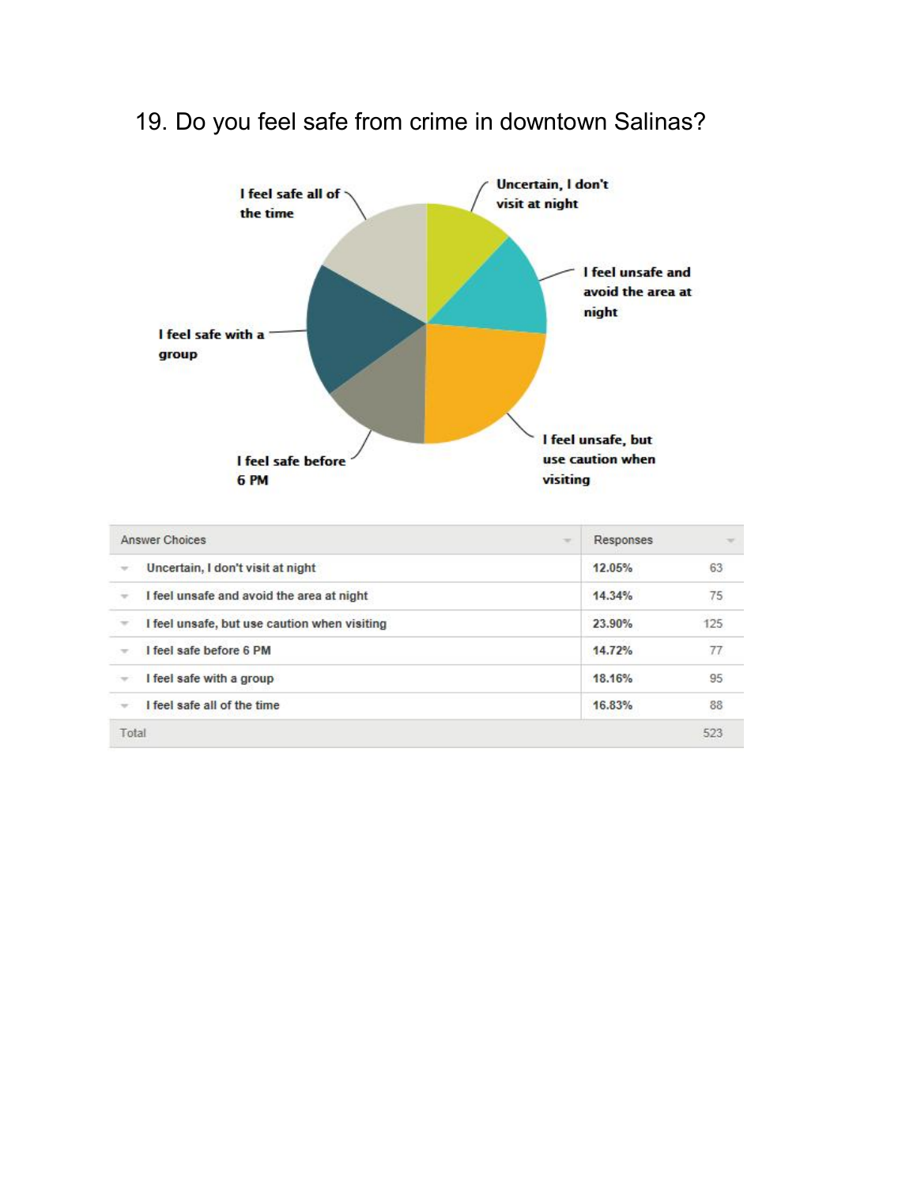19. Do you feel safe from crime in downtown Salinas?

I feel safe all of the time

Uncertain, I don't visit at night

I feel unsafe and avoid the area at night

I feel safe with a group

I feel safe before 6 PM

I feel unsafe, but use caution when visiting

| Answer Choices | Responses | |
|---|---|---|
| Uncertain, I don't visit at night | 12.05% | 63 |
| I feel unsafe and avoid the area at night | 14.34% | 75 |
| I feel unsafe, but use caution when visiting | 23.90% | 125 |
| I feel safe before 6 PM | 14.72% | 77 |
| I feel safe with a group | 18.16% | 95 |
| I feel safe all of the time | 16.83% | 88 |
| Total | | 523 |